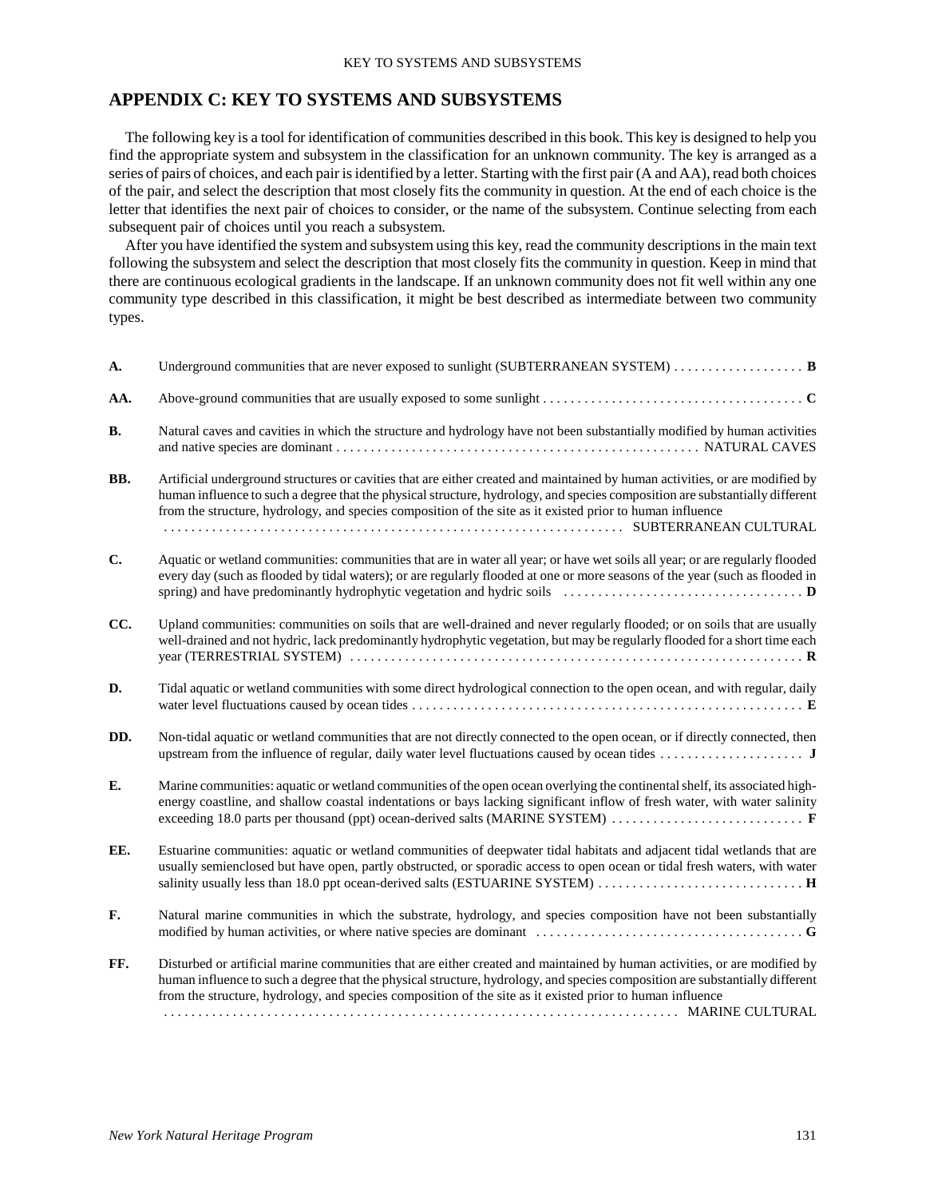## APPENDIX C: KEY TO SYSTEMS AND SUBSYSTEMS

The following key is a tool for identification of communities described in this book. This key is designed to help you find the appropriate system and subsystem in the classification for an unknown community. The key is arranged as a series of pairs of choices, and each pair is identified by a letter. Starting with the first pair (A and AA), read both choices of the pair, and select the description that most closely fits the community in question. At the end of each choice is the letter that identifies the next pair of choices to consider, or the name of the subsystem. Continue selecting from each subsequent pair of choices until you reach a subsystem.

After you have identified the system and subsystem using this key, read the community descriptions in the main text following the subsystem and select the description that most closely fits the community in question. Keep in mind that there are continuous ecological gradients in the landscape. If an unknown community does not fit well within any one community type described in this classification, it might be best described as intermediate between two community types.

**A.** Underground communities that are never exposed to sunlight (SUBTERRANEAN SYSTEM) . . . . . . . . . . . . . . . . . . . **B**

**AA.** Above-ground communities that are usually exposed to some sunlight . . . . . . . . . . . . . . . . . . . . . . . . . . . . . . . . . . . . . . **C**

**B.** Natural caves and cavities in which the structure and hydrology have not been substantially modified by human activities and native species are dominant . . . . . . . . . . . . . . . . . . . . . . . . . . . . . . . . . . . . . . . . . . . . . . . . . . . . NATURAL CAVES

**BB.** Artificial underground structures or cavities that are either created and maintained by human activities, or are modified by human influence to such a degree that the physical structure, hydrology, and species composition are substantially different from the structure, hydrology, and species composition of the site as it existed prior to human influence . . . . . . . . . . . . . . . . . . . . . . . . . . . . . . . . . . . . . . . . . . . . . . . . . . . . . . . . . . . . . . . . . SUBTERRANEAN CULTURAL

**C.** Aquatic or wetland communities: communities that are in water all year; or have wet soils all year; or are regularly flooded every day (such as flooded by tidal waters); or are regularly flooded at one or more seasons of the year (such as flooded in spring) and have predominantly hydrophytic vegetation and hydric soils . . . . . . . . . . . . . . . . . . . . . . . . . . . . . . . . . . **D**

**CC.** Upland communities: communities on soils that are well-drained and never regularly flooded; or on soils that are usually well-drained and not hydric, lack predominantly hydrophytic vegetation, but may be regularly flooded for a short time each year (TERRESTRIAL SYSTEM) . . . . . . . . . . . . . . . . . . . . . . . . . . . . . . . . . . . . . . . . . . . . . . . . . . . . . . . . . . . . . . . . . **R**

**D.** Tidal aquatic or wetland communities with some direct hydrological connection to the open ocean, and with regular, daily water level fluctuations caused by ocean tides . . . . . . . . . . . . . . . . . . . . . . . . . . . . . . . . . . . . . . . . . . . . . . . . . . . . . . . . **E**

**DD.** Non-tidal aquatic or wetland communities that are not directly connected to the open ocean, or if directly connected, then upstream from the influence of regular, daily water level fluctuations caused by ocean tides . . . . . . . . . . . . . . . . . . . . . **J**

**E.** Marine communities: aquatic or wetland communities of the open ocean overlying the continental shelf, its associated high-energy coastline, and shallow coastal indentations or bays lacking significant inflow of fresh water, with water salinity exceeding 18.0 parts per thousand (ppt) ocean-derived salts (MARINE SYSTEM) . . . . . . . . . . . . . . . . . . . . . . . . . . . . **F**

**EE.** Estuarine communities: aquatic or wetland communities of deepwater tidal habitats and adjacent tidal wetlands that are usually semienclosed but have open, partly obstructed, or sporadic access to open ocean or tidal fresh waters, with water salinity usually less than 18.0 ppt ocean-derived salts (ESTUARINE SYSTEM) . . . . . . . . . . . . . . . . . . . . . . . . . . . . . . **H**

**F.** Natural marine communities in which the substrate, hydrology, and species composition have not been substantially modified by human activities, or where native species are dominant . . . . . . . . . . . . . . . . . . . . . . . . . . . . . . . . . . . . . . . **G**

**FF.** Disturbed or artificial marine communities that are either created and maintained by human activities, or are modified by human influence to such a degree that the physical structure, hydrology, and species composition are substantially different from the structure, hydrology, and species composition of the site as it existed prior to human influence . . . . . . . . . . . . . . . . . . . . . . . . . . . . . . . . . . . . . . . . . . . . . . . . . . . . . . . . . . . . . . . . . . . . . . . . . MARINE CULTURAL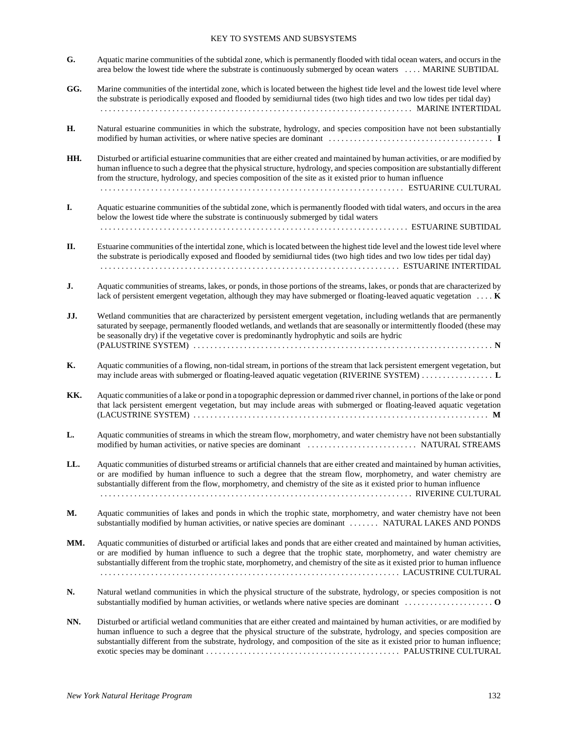KEY TO SYSTEMS AND SUBSYSTEMS

**G.** Aquatic marine communities of the subtidal zone, which is permanently flooded with tidal ocean waters, and occurs in the area below the lowest tide where the substrate is continuously submerged by ocean waters . . . . MARINE SUBTIDAL

**GG.** Marine communities of the intertidal zone, which is located between the highest tide level and the lowest tide level where the substrate is periodically exposed and flooded by semidiurnal tides (two high tides and two low tides per tidal day) . . . . . . . . . . . . . . . . . . . . . . . . . . . . . . . . . . . . . . . . . . . . . . . . . . . . . . . . . . . . . . . . . . . . . . . . MARINE INTERTIDAL

**H.** Natural estuarine communities in which the substrate, hydrology, and species composition have not been substantially modified by human activities, or where native species are dominant . . . . . . . . . . . . . . . . . . . . . . . . . . . . . . . . . . . . . . **I**

**HH.** Disturbed or artificial estuarine communities that are either created and maintained by human activities, or are modified by human influence to such a degree that the physical structure, hydrology, and species composition are substantially different from the structure, hydrology, and species composition of the site as it existed prior to human influence . . . . . . . . . . . . . . . . . . . . . . . . . . . . . . . . . . . . . . . . . . . . . . . . . . . . . . . . . . . . . . . . . . . . . . ESTUARINE CULTURAL

**I.** Aquatic estuarine communities of the subtidal zone, which is permanently flooded with tidal waters, and occurs in the area below the lowest tide where the substrate is continuously submerged by tidal waters . . . . . . . . . . . . . . . . . . . . . . . . . . . . . . . . . . . . . . . . . . . . . . . . . . . . . . . . . . . . . . . . . . . . . . ESTUARINE SUBTIDAL

**II.** Estuarine communities of the intertidal zone, which is located between the highest tide level and the lowest tide level where the substrate is periodically exposed and flooded by semidiurnal tides (two high tides and two low tides per tidal day) . . . . . . . . . . . . . . . . . . . . . . . . . . . . . . . . . . . . . . . . . . . . . . . . . . . . . . . . . . . . . . . . . . . . . . ESTUARINE INTERTIDAL

**J.** Aquatic communities of streams, lakes, or ponds, in those portions of the streams, lakes, or ponds that are characterized by lack of persistent emergent vegetation, although they may have submerged or floating-leaved aquatic vegetation . . . . **K**

**JJ.** Wetland communities that are characterized by persistent emergent vegetation, including wetlands that are permanently saturated by seepage, permanently flooded wetlands, and wetlands that are seasonally or intermittently flooded (these may be seasonally dry) if the vegetative cover is predominantly hydrophytic and soils are hydric (PALUSTRINE SYSTEM) . . . . . . . . . . . . . . . . . . . . . . . . . . . . . . . . . . . . . . . . . . . . . . . . . . . . . . . . . . . . . . . . . . . . **N**

**K.** Aquatic communities of a flowing, non-tidal stream, in portions of the stream that lack persistent emergent vegetation, but may include areas with submerged or floating-leaved aquatic vegetation (RIVERINE SYSTEM) . . . . . . . . . . . . . . . . **L**

**KK.** Aquatic communities of a lake or pond in a topographic depression or dammed river channel, in portions of the lake or pond that lack persistent emergent vegetation, but may include areas with submerged or floating-leaved aquatic vegetation (LACUSTRINE SYSTEM) . . . . . . . . . . . . . . . . . . . . . . . . . . . . . . . . . . . . . . . . . . . . . . . . . . . . . . . . . . . . . . . . . . . **M**

**L.** Aquatic communities of streams in which the stream flow, morphometry, and water chemistry have not been substantially modified by human activities, or native species are dominant . . . . . . . . . . . . . . . . . . . . . . . . . NATURAL STREAMS

**LL.** Aquatic communities of disturbed streams or artificial channels that are either created and maintained by human activities, or are modified by human influence to such a degree that the stream flow, morphometry, and water chemistry are substantially different from the flow, morphometry, and chemistry of the site as it existed prior to human influence . . . . . . . . . . . . . . . . . . . . . . . . . . . . . . . . . . . . . . . . . . . . . . . . . . . . . . . . . . . . . . . . . . . . . . . . RIVERINE CULTURAL

**M.** Aquatic communities of lakes and ponds in which the trophic state, morphometry, and water chemistry have not been substantially modified by human activities, or native species are dominant . . . . . . . NATURAL LAKES AND PONDS

**MM.** Aquatic communities of disturbed or artificial lakes and ponds that are either created and maintained by human activities, or are modified by human influence to such a degree that the trophic state, morphometry, and water chemistry are substantially different from the trophic state, morphometry, and chemistry of the site as it existed prior to human influence . . . . . . . . . . . . . . . . . . . . . . . . . . . . . . . . . . . . . . . . . . . . . . . . . . . . . . . . . . . . . . . . . . . . . . LACUSTRINE CULTURAL

**N.** Natural wetland communities in which the physical structure of the substrate, hydrology, or species composition is not substantially modified by human activities, or wetlands where native species are dominant . . . . . . . . . . . . . . . . . . . . **O**

**NN.** Disturbed or artificial wetland communities that are either created and maintained by human activities, or are modified by human influence to such a degree that the physical structure of the substrate, hydrology, and species composition are substantially different from the substrate, hydrology, and composition of the site as it existed prior to human influence; exotic species may be dominant . . . . . . . . . . . . . . . . . . . . . . . . . . . . . . . . . . . . . . . . . . . . . PALUSTRINE CULTURAL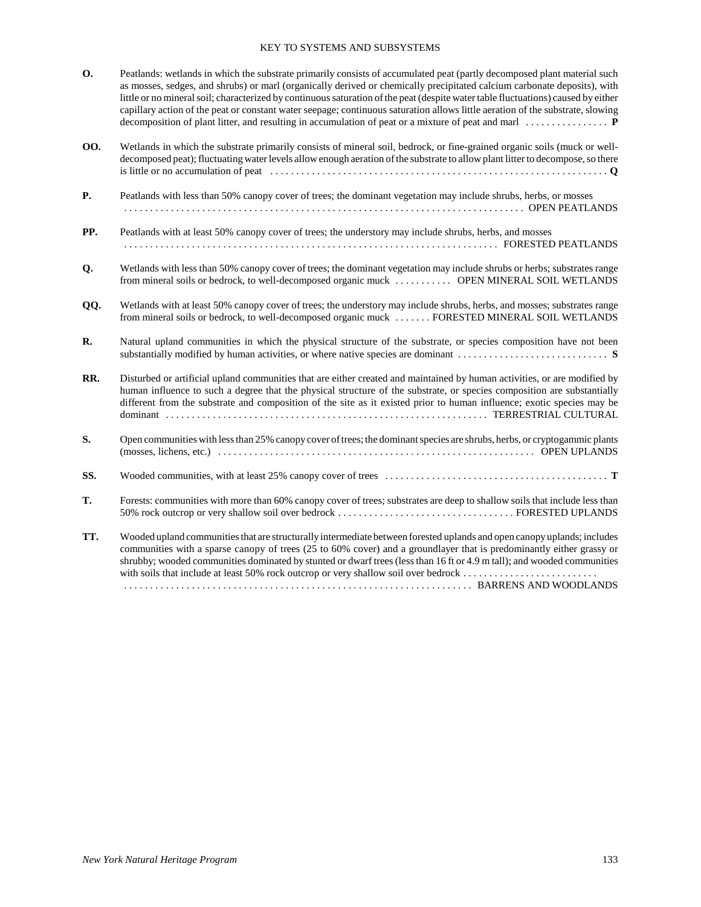KEY TO SYSTEMS AND SUBSYSTEMS

**O.** Peatlands: wetlands in which the substrate primarily consists of accumulated peat (partly decomposed plant material such as mosses, sedges, and shrubs) or marl (organically derived or chemically precipitated calcium carbonate deposits), with little or no mineral soil; characterized by continuous saturation of the peat (despite water table fluctuations) caused by either capillary action of the peat or constant water seepage; continuous saturation allows little aeration of the substrate, slowing decomposition of plant litter, and resulting in accumulation of peat or a mixture of peat and marl . . . . . . . . . . . . . . . . **P**

**OO.** Wetlands in which the substrate primarily consists of mineral soil, bedrock, or fine-grained organic soils (muck or well-decomposed peat); fluctuating water levels allow enough aeration of the substrate to allow plant litter to decompose, so there is little or no accumulation of peat . . . . . . . . . . . . . . . . . . . . . . . . . . . . . . . . . . . . . . . . . . . . . . . . . . . . . . . . . . . . . . . . **Q**

**P.** Peatlands with less than 50% canopy cover of trees; the dominant vegetation may include shrubs, herbs, or mosses . . . . . . . . . . . . . . . . . . . . . . . . . . . . . . . . . . . . . . . . . . . . . . . . . . . . . . . . . . . . . . . . . . . . . . . . . . . . OPEN PEATLANDS

**PP.** Peatlands with at least 50% canopy cover of trees; the understory may include shrubs, herbs, and mosses . . . . . . . . . . . . . . . . . . . . . . . . . . . . . . . . . . . . . . . . . . . . . . . . . . . . . . . . . . . . . . . . . . . . . . . . FORESTED PEATLANDS

**Q.** Wetlands with less than 50% canopy cover of trees; the dominant vegetation may include shrubs or herbs; substrates range from mineral soils or bedrock, to well-decomposed organic muck . . . . . . . . . . . OPEN MINERAL SOIL WETLANDS

**QQ.** Wetlands with at least 50% canopy cover of trees; the understory may include shrubs, herbs, and mosses; substrates range from mineral soils or bedrock, to well-decomposed organic muck . . . . . . . FORESTED MINERAL SOIL WETLANDS

**R.** Natural upland communities in which the physical structure of the substrate, or species composition have not been substantially modified by human activities, or where native species are dominant . . . . . . . . . . . . . . . . . . . . . . . . . . . . . **S**

**RR.** Disturbed or artificial upland communities that are either created and maintained by human activities, or are modified by human influence to such a degree that the physical structure of the substrate, or species composition are substantially different from the substrate and composition of the site as it existed prior to human influence; exotic species may be dominant . . . . . . . . . . . . . . . . . . . . . . . . . . . . . . . . . . . . . . . . . . . . . . . . . . . . . . . . . . . . . TERRESTRIAL CULTURAL

**S.** Open communities with less than 25% canopy cover of trees; the dominant species are shrubs, herbs, or cryptogammic plants (mosses, lichens, etc.) . . . . . . . . . . . . . . . . . . . . . . . . . . . . . . . . . . . . . . . . . . . . . . . . . . . . . . . . . . . . . OPEN UPLANDS

**SS.** Wooded communities, with at least 25% canopy cover of trees . . . . . . . . . . . . . . . . . . . . . . . . . . . . . . . . . . . . . . . . . . . **T**

**T.** Forests: communities with more than 60% canopy cover of trees; substrates are deep to shallow soils that include less than 50% rock outcrop or very shallow soil over bedrock . . . . . . . . . . . . . . . . . . . . . . . . . . . . . . . . . FORESTED UPLANDS

**TT.** Wooded upland communities that are structurally intermediate between forested uplands and open canopy uplands; includes communities with a sparse canopy of trees (25 to 60% cover) and a groundlayer that is predominantly either grassy or shrubby; wooded communities dominated by stunted or dwarf trees (less than 16 ft or 4.9 m tall); and wooded communities with soils that include at least 50% rock outcrop or very shallow soil over bedrock . . . . . . . . . . . . . . . . . . . . . . . . . . . . . . . . . . . . . . . . . . . . . . . . . . . . . . . . . . . . . . . . . . . . . . . . . . . . . . . . . . . . . . . . . . . . . . BARRENS AND WOODLANDS